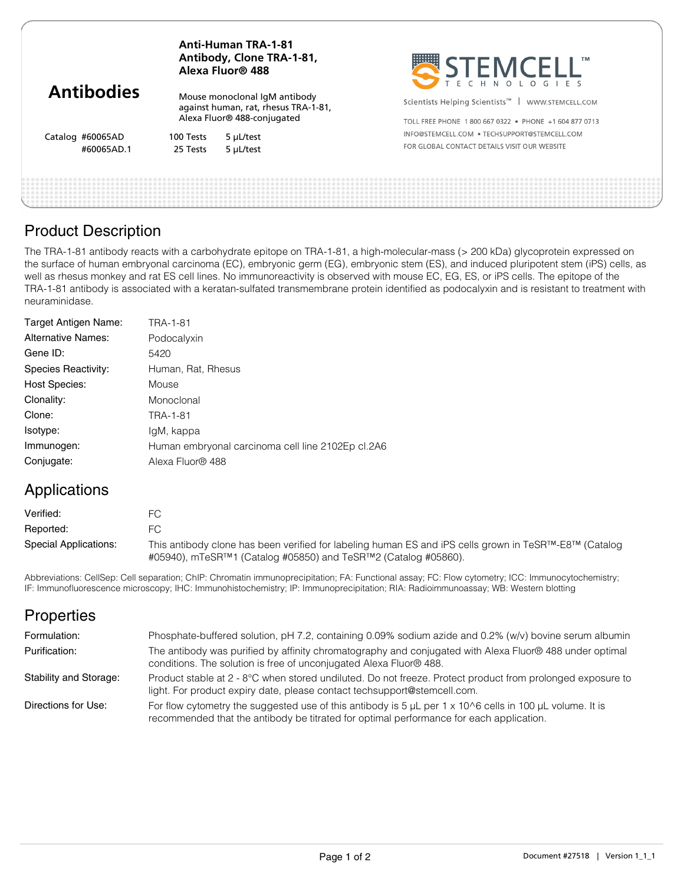# Antibodies

**Anti-Human TRA-1-81 Antibody, Clone TRA-1-81, Alexa Fluor® 488**

Mouse monoclonal IgM antibody against human, rat, rhesus TRA-1-81, Alexa Fluor® 488-conjugated

| Catalog | | |
|---|---|---|
| #60065AD | 100 Tests | 5 µL/test |
| #60065AD.1 | 25 Tests | 5 µL/test |

STEMCELL™ TECHNOLOGIES

Scientists Helping Scientists™ | WWW.STEMCELL.COM

TOLL FREE PHONE 1 800 667 0322 • PHONE +1 604 877 0713

INFO@STEMCELL.COM • TECHSUPPORT@STEMCELL.COM

FOR GLOBAL CONTACT DETAILS VISIT OUR WEBSITE

## Product Description

The TRA-1-81 antibody reacts with a carbohydrate epitope on TRA-1-81, a high-molecular-mass (> 200 kDa) glycoprotein expressed on the surface of human embryonal carcinoma (EC), embryonic germ (EG), embryonic stem (ES), and induced pluripotent stem (iPS) cells, as well as rhesus monkey and rat ES cell lines. No immunoreactivity is observed with mouse EC, EG, ES, or iPS cells. The epitope of the TRA-1-81 antibody is associated with a keratan-sulfated transmembrane protein identified as podocalyxin and is resistant to treatment with neuraminidase.

| | |
|---|---|
| Target Antigen Name: | TRA-1-81 |
| Alternative Names: | Podocalyxin |
| Gene ID: | 5420 |
| Species Reactivity: | Human, Rat, Rhesus |
| Host Species: | Mouse |
| Clonality: | Monoclonal |
| Clone: | TRA-1-81 |
| Isotype: | IgM, kappa |
| Immunogen: | Human embryonal carcinoma cell line 2102Ep cl.2A6 |
| Conjugate: | Alexa Fluor® 488 |

## Applications

| | |
|---|---|
| Verified: | FC |
| Reported: | FC |
| Special Applications: | This antibody clone has been verified for labeling human ES and iPS cells grown in TeSR™-E8™ (Catalog #05940), mTeSR™1 (Catalog #05850) and TeSR™2 (Catalog #05860). |

Abbreviations: CellSep: Cell separation; ChIP: Chromatin immunoprecipitation; FA: Functional assay; FC: Flow cytometry; ICC: Immunocytochemistry; IF: Immunofluorescence microscopy; IHC: Immunohistochemistry; IP: Immunoprecipitation; RIA: Radioimmunoassay; WB: Western blotting

## Properties

| | |
|---|---|
| Formulation: | Phosphate-buffered solution, pH 7.2, containing 0.09% sodium azide and 0.2% (w/v) bovine serum albumin |
| Purification: | The antibody was purified by affinity chromatography and conjugated with Alexa Fluor® 488 under optimal conditions. The solution is free of unconjugated Alexa Fluor® 488. |
| Stability and Storage: | Product stable at 2 - 8°C when stored undiluted. Do not freeze. Protect product from prolonged exposure to light. For product expiry date, please contact techsupport@stemcell.com. |
| Directions for Use: | For flow cytometry the suggested use of this antibody is 5 µL per 1 x 10^6 cells in 100 µL volume. It is recommended that the antibody be titrated for optimal performance for each application. |

Document #27518 | Version 1_1_1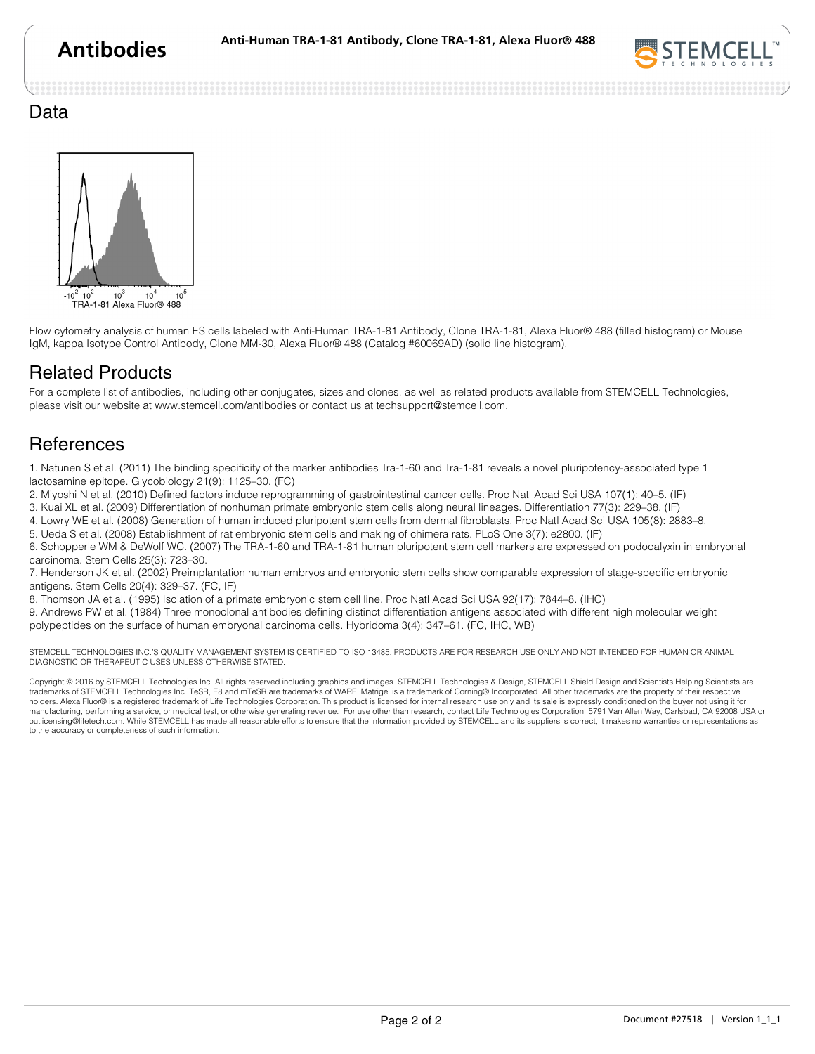## Data

$-10^2$ $10^2$ $10^3$ $10^4$ $10^5$

TRA-1-81 Alexa Fluor® 488

Flow cytometry analysis of human ES cells labeled with Anti-Human TRA-1-81 Antibody, Clone TRA-1-81, Alexa Fluor® 488 (filled histogram) or Mouse IgM, kappa Isotype Control Antibody, Clone MM-30, Alexa Fluor® 488 (Catalog #60069AD) (solid line histogram).

## Related Products

For a complete list of antibodies, including other conjugates, sizes and clones, as well as related products available from STEMCELL Technologies, please visit our website at www.stemcell.com/antibodies or contact us at techsupport@stemcell.com.

## References

1. Natunen S et al. (2011) The binding specificity of the marker antibodies Tra-1-60 and Tra-1-81 reveals a novel pluripotency-associated type 1 lactosamine epitope. Glycobiology 21(9): 1125–30. (FC)
2. Miyoshi N et al. (2010) Defined factors induce reprogramming of gastrointestinal cancer cells. Proc Natl Acad Sci USA 107(1): 40–5. (IF)
3. Kuai XL et al. (2009) Differentiation of nonhuman primate embryonic stem cells along neural lineages. Differentiation 77(3): 229–38. (IF)
4. Lowry WE et al. (2008) Generation of human induced pluripotent stem cells from dermal fibroblasts. Proc Natl Acad Sci USA 105(8): 2883–8.
5. Ueda S et al. (2008) Establishment of rat embryonic stem cells and making of chimera rats. PLoS One 3(7): e2800. (IF)
6. Schopperle WM & DeWolf WC. (2007) The TRA-1-60 and TRA-1-81 human pluripotent stem cell markers are expressed on podocalyxin in embryonal carcinoma. Stem Cells 25(3): 723–30.
7. Henderson JK et al. (2002) Preimplantation human embryos and embryonic stem cells show comparable expression of stage-specific embryonic antigens. Stem Cells 20(4): 329–37. (FC, IF)
8. Thomson JA et al. (1995) Isolation of a primate embryonic stem cell line. Proc Natl Acad Sci USA 92(17): 7844–8. (IHC)
9. Andrews PW et al. (1984) Three monoclonal antibodies defining distinct differentiation antigens associated with different high molecular weight polypeptides on the surface of human embryonal carcinoma cells. Hybridoma 3(4): 347–61. (FC, IHC, WB)

STEMCELL TECHNOLOGIES INC.'S QUALITY MANAGEMENT SYSTEM IS CERTIFIED TO ISO 13485. PRODUCTS ARE FOR RESEARCH USE ONLY AND NOT INTENDED FOR HUMAN OR ANIMAL DIAGNOSTIC OR THERAPEUTIC USES UNLESS OTHERWISE STATED.

Copyright © 2016 by STEMCELL Technologies Inc. All rights reserved including graphics and images. STEMCELL Technologies & Design, STEMCELL Shield Design and Scientists Helping Scientists are trademarks of STEMCELL Technologies Inc. TeSR, E8 and mTeSR are trademarks of WARF. Matrigel is a trademark of Corning® Incorporated. All other trademarks are the property of their respective holders. Alexa Fluor® is a registered trademark of Life Technologies Corporation. This product is licensed for internal research use only and its sale is expressly conditioned on the buyer not using it for manufacturing, performing a service, or medical test, or otherwise generating revenue. For use other than research, contact Life Technologies Corporation, 5791 Van Allen Way, Carlsbad, CA 92008 USA or outlicensing@lifetech.com. While STEMCELL has made all reasonable efforts to ensure that the information provided by STEMCELL and its suppliers is correct, it makes no warranties or representations as to the accuracy or completeness of such information.